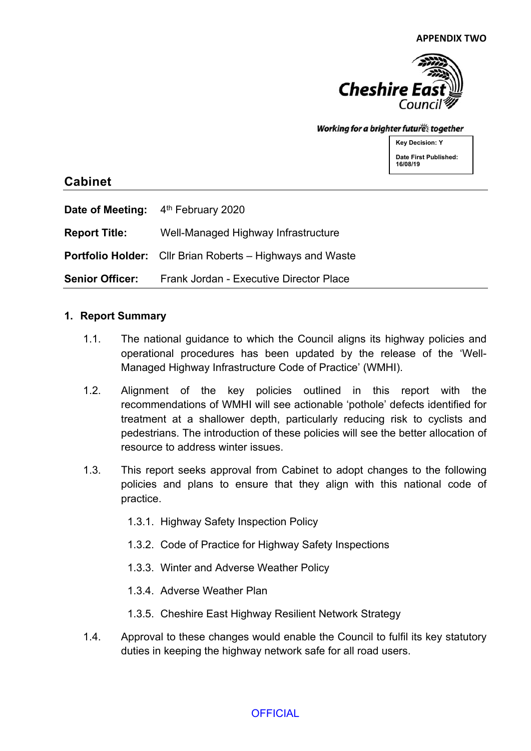**APPENDIX TWO**

Cheshire East Council

*Working for a brighter future together*

**Key Decision: Y**

**Date First Published: 16/08/19**

## Cabinet

**Date of Meeting:** 4th February 2020

**Report Title:** Well-Managed Highway Infrastructure

**Portfolio Holder:** Cllr Brian Roberts – Highways and Waste

**Senior Officer:** Frank Jordan - Executive Director Place

### 1. Report Summary

1.1. The national guidance to which the Council aligns its highway policies and operational procedures has been updated by the release of the 'Well-Managed Highway Infrastructure Code of Practice' (WMHI).

1.2. Alignment of the key policies outlined in this report with the recommendations of WMHI will see actionable 'pothole' defects identified for treatment at a shallower depth, particularly reducing risk to cyclists and pedestrians. The introduction of these policies will see the better allocation of resource to address winter issues.

1.3. This report seeks approval from Cabinet to adopt changes to the following policies and plans to ensure that they align with this national code of practice.

1.3.1. Highway Safety Inspection Policy

1.3.2. Code of Practice for Highway Safety Inspections

1.3.3. Winter and Adverse Weather Policy

1.3.4. Adverse Weather Plan

1.3.5. Cheshire East Highway Resilient Network Strategy

1.4. Approval to these changes would enable the Council to fulfil its key statutory duties in keeping the highway network safe for all road users.

OFFICIAL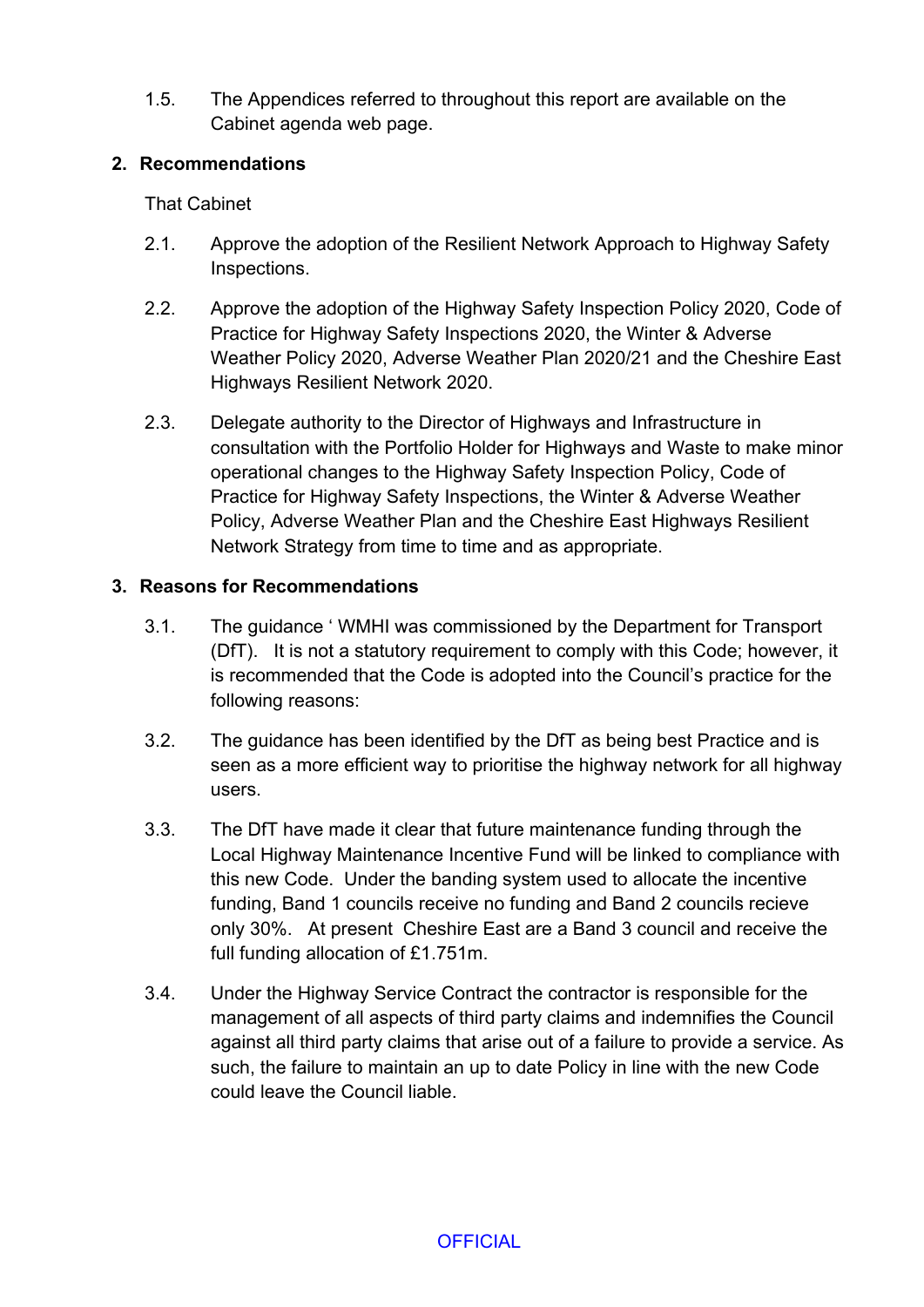1.5. The Appendices referred to throughout this report are available on the Cabinet agenda web page.

## 2. Recommendations

That Cabinet

2.1. Approve the adoption of the Resilient Network Approach to Highway Safety Inspections.

2.2. Approve the adoption of the Highway Safety Inspection Policy 2020, Code of Practice for Highway Safety Inspections 2020, the Winter & Adverse Weather Policy 2020, Adverse Weather Plan 2020/21 and the Cheshire East Highways Resilient Network 2020.

2.3. Delegate authority to the Director of Highways and Infrastructure in consultation with the Portfolio Holder for Highways and Waste to make minor operational changes to the Highway Safety Inspection Policy, Code of Practice for Highway Safety Inspections, the Winter & Adverse Weather Policy, Adverse Weather Plan and the Cheshire East Highways Resilient Network Strategy from time to time and as appropriate.

## 3. Reasons for Recommendations

3.1. The guidance ' WMHI was commissioned by the Department for Transport (DfT). It is not a statutory requirement to comply with this Code; however, it is recommended that the Code is adopted into the Council's practice for the following reasons:

3.2. The guidance has been identified by the DfT as being best Practice and is seen as a more efficient way to prioritise the highway network for all highway users.

3.3. The DfT have made it clear that future maintenance funding through the Local Highway Maintenance Incentive Fund will be linked to compliance with this new Code. Under the banding system used to allocate the incentive funding, Band 1 councils receive no funding and Band 2 councils recieve only 30%. At present Cheshire East are a Band 3 council and receive the full funding allocation of £1.751m.

3.4. Under the Highway Service Contract the contractor is responsible for the management of all aspects of third party claims and indemnifies the Council against all third party claims that arise out of a failure to provide a service. As such, the failure to maintain an up to date Policy in line with the new Code could leave the Council liable.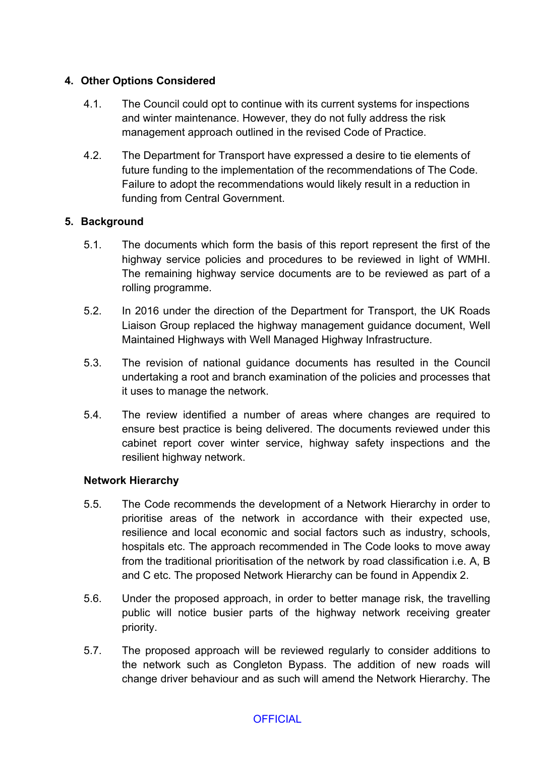## 4. Other Options Considered

4.1. The Council could opt to continue with its current systems for inspections and winter maintenance. However, they do not fully address the risk management approach outlined in the revised Code of Practice.

4.2. The Department for Transport have expressed a desire to tie elements of future funding to the implementation of the recommendations of The Code. Failure to adopt the recommendations would likely result in a reduction in funding from Central Government.

## 5. Background

5.1. The documents which form the basis of this report represent the first of the highway service policies and procedures to be reviewed in light of WMHI. The remaining highway service documents are to be reviewed as part of a rolling programme.

5.2. In 2016 under the direction of the Department for Transport, the UK Roads Liaison Group replaced the highway management guidance document, Well Maintained Highways with Well Managed Highway Infrastructure.

5.3. The revision of national guidance documents has resulted in the Council undertaking a root and branch examination of the policies and processes that it uses to manage the network.

5.4. The review identified a number of areas where changes are required to ensure best practice is being delivered. The documents reviewed under this cabinet report cover winter service, highway safety inspections and the resilient highway network.

### Network Hierarchy

5.5. The Code recommends the development of a Network Hierarchy in order to prioritise areas of the network in accordance with their expected use, resilience and local economic and social factors such as industry, schools, hospitals etc. The approach recommended in The Code looks to move away from the traditional prioritisation of the network by road classification i.e. A, B and C etc. The proposed Network Hierarchy can be found in Appendix 2.

5.6. Under the proposed approach, in order to better manage risk, the travelling public will notice busier parts of the highway network receiving greater priority.

5.7. The proposed approach will be reviewed regularly to consider additions to the network such as Congleton Bypass. The addition of new roads will change driver behaviour and as such will amend the Network Hierarchy. The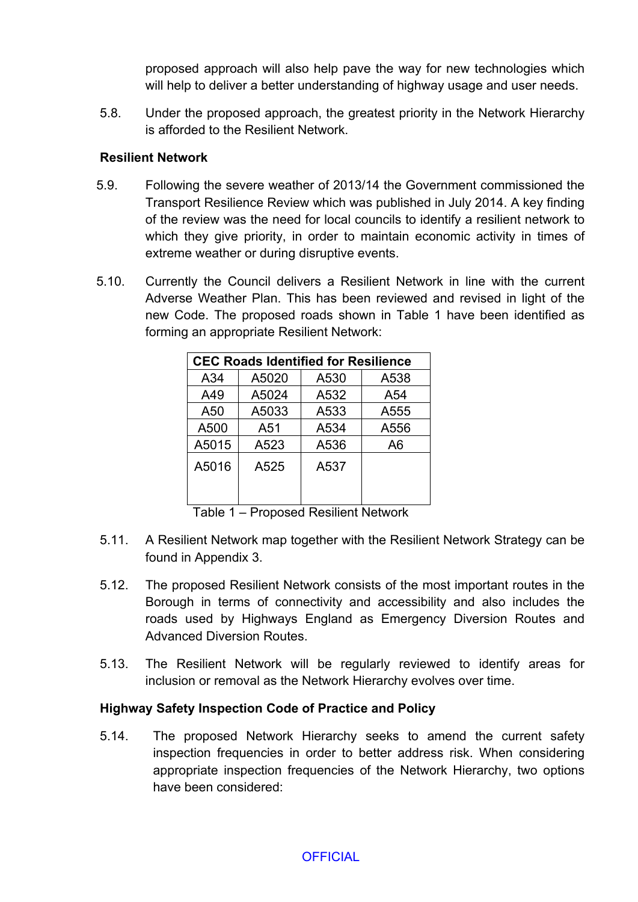proposed approach will also help pave the way for new technologies which will help to deliver a better understanding of highway usage and user needs.

5.8. Under the proposed approach, the greatest priority in the Network Hierarchy is afforded to the Resilient Network.

**Resilient Network**

5.9. Following the severe weather of 2013/14 the Government commissioned the Transport Resilience Review which was published in July 2014. A key finding of the review was the need for local councils to identify a resilient network to which they give priority, in order to maintain economic activity in times of extreme weather or during disruptive events.

5.10. Currently the Council delivers a Resilient Network in line with the current Adverse Weather Plan. This has been reviewed and revised in light of the new Code. The proposed roads shown in Table 1 have been identified as forming an appropriate Resilient Network:

| CEC Roads Identified for Resilience | | | |
|---|---|---|---|
| A34 | A5020 | A530 | A538 |
| A49 | A5024 | A532 | A54 |
| A50 | A5033 | A533 | A555 |
| A500 | A51 | A534 | A556 |
| A5015 | A523 | A536 | A6 |
| A5016 | A525 | A537 | |

Table 1 – Proposed Resilient Network

5.11. A Resilient Network map together with the Resilient Network Strategy can be found in Appendix 3.

5.12. The proposed Resilient Network consists of the most important routes in the Borough in terms of connectivity and accessibility and also includes the roads used by Highways England as Emergency Diversion Routes and Advanced Diversion Routes.

5.13. The Resilient Network will be regularly reviewed to identify areas for inclusion or removal as the Network Hierarchy evolves over time.

**Highway Safety Inspection Code of Practice and Policy**

5.14. The proposed Network Hierarchy seeks to amend the current safety inspection frequencies in order to better address risk. When considering appropriate inspection frequencies of the Network Hierarchy, two options have been considered: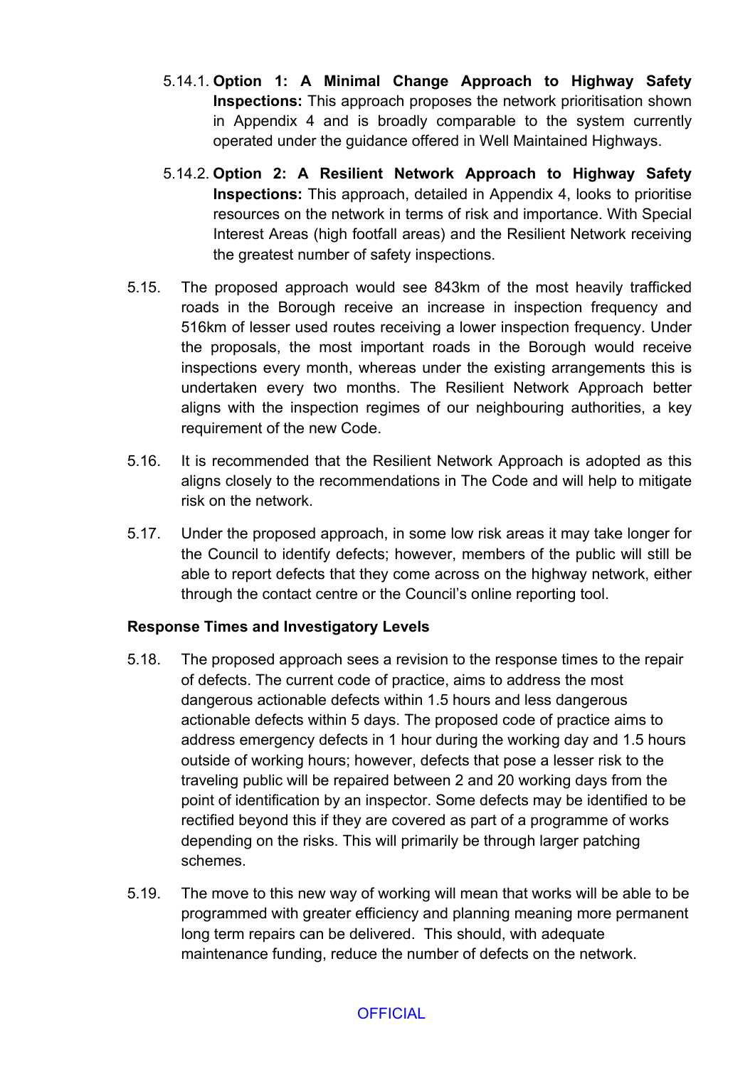5.14.1. **Option 1: A Minimal Change Approach to Highway Safety Inspections:** This approach proposes the network prioritisation shown in Appendix 4 and is broadly comparable to the system currently operated under the guidance offered in Well Maintained Highways.

5.14.2. **Option 2: A Resilient Network Approach to Highway Safety Inspections:** This approach, detailed in Appendix 4, looks to prioritise resources on the network in terms of risk and importance. With Special Interest Areas (high footfall areas) and the Resilient Network receiving the greatest number of safety inspections.

5.15. The proposed approach would see 843km of the most heavily trafficked roads in the Borough receive an increase in inspection frequency and 516km of lesser used routes receiving a lower inspection frequency. Under the proposals, the most important roads in the Borough would receive inspections every month, whereas under the existing arrangements this is undertaken every two months. The Resilient Network Approach better aligns with the inspection regimes of our neighbouring authorities, a key requirement of the new Code.

5.16. It is recommended that the Resilient Network Approach is adopted as this aligns closely to the recommendations in The Code and will help to mitigate risk on the network.

5.17. Under the proposed approach, in some low risk areas it may take longer for the Council to identify defects; however, members of the public will still be able to report defects that they come across on the highway network, either through the contact centre or the Council's online reporting tool.

**Response Times and Investigatory Levels**

5.18. The proposed approach sees a revision to the response times to the repair of defects. The current code of practice, aims to address the most dangerous actionable defects within 1.5 hours and less dangerous actionable defects within 5 days. The proposed code of practice aims to address emergency defects in 1 hour during the working day and 1.5 hours outside of working hours; however, defects that pose a lesser risk to the traveling public will be repaired between 2 and 20 working days from the point of identification by an inspector. Some defects may be identified to be rectified beyond this if they are covered as part of a programme of works depending on the risks. This will primarily be through larger patching schemes.

5.19. The move to this new way of working will mean that works will be able to be programmed with greater efficiency and planning meaning more permanent long term repairs can be delivered. This should, with adequate maintenance funding, reduce the number of defects on the network.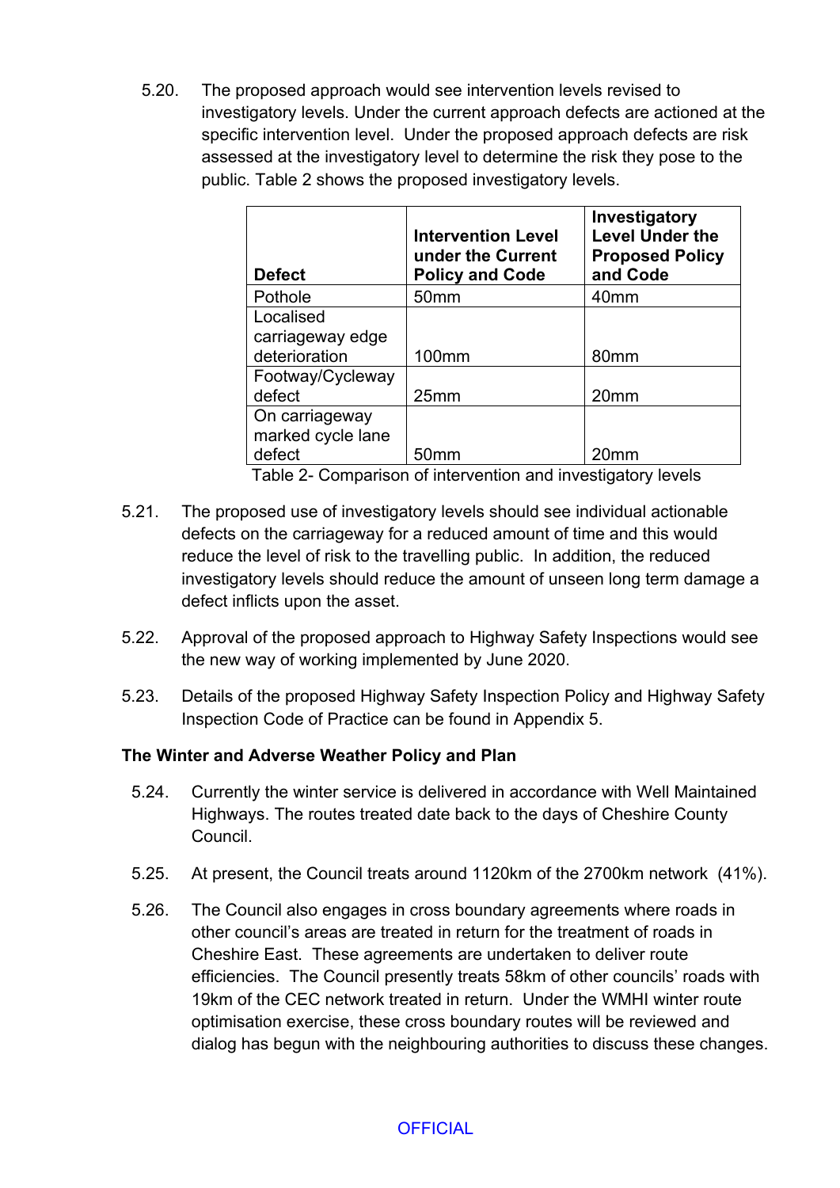5.20. The proposed approach would see intervention levels revised to investigatory levels. Under the current approach defects are actioned at the specific intervention level. Under the proposed approach defects are risk assessed at the investigatory level to determine the risk they pose to the public. Table 2 shows the proposed investigatory levels.

| Defect | Intervention Level under the Current Policy and Code | Investigatory Level Under the Proposed Policy and Code |
|---|---|---|
| Pothole | 50mm | 40mm |
| Localised carriageway edge deterioration | 100mm | 80mm |
| Footway/Cycleway defect | 25mm | 20mm |
| On carriageway marked cycle lane defect | 50mm | 20mm |

Table 2- Comparison of intervention and investigatory levels

5.21. The proposed use of investigatory levels should see individual actionable defects on the carriageway for a reduced amount of time and this would reduce the level of risk to the travelling public. In addition, the reduced investigatory levels should reduce the amount of unseen long term damage a defect inflicts upon the asset.

5.22. Approval of the proposed approach to Highway Safety Inspections would see the new way of working implemented by June 2020.

5.23. Details of the proposed Highway Safety Inspection Policy and Highway Safety Inspection Code of Practice can be found in Appendix 5.

**The Winter and Adverse Weather Policy and Plan**

5.24. Currently the winter service is delivered in accordance with Well Maintained Highways. The routes treated date back to the days of Cheshire County Council.

5.25. At present, the Council treats around 1120km of the 2700km network (41%).

5.26. The Council also engages in cross boundary agreements where roads in other council's areas are treated in return for the treatment of roads in Cheshire East. These agreements are undertaken to deliver route efficiencies. The Council presently treats 58km of other councils' roads with 19km of the CEC network treated in return. Under the WMHI winter route optimisation exercise, these cross boundary routes will be reviewed and dialog has begun with the neighbouring authorities to discuss these changes.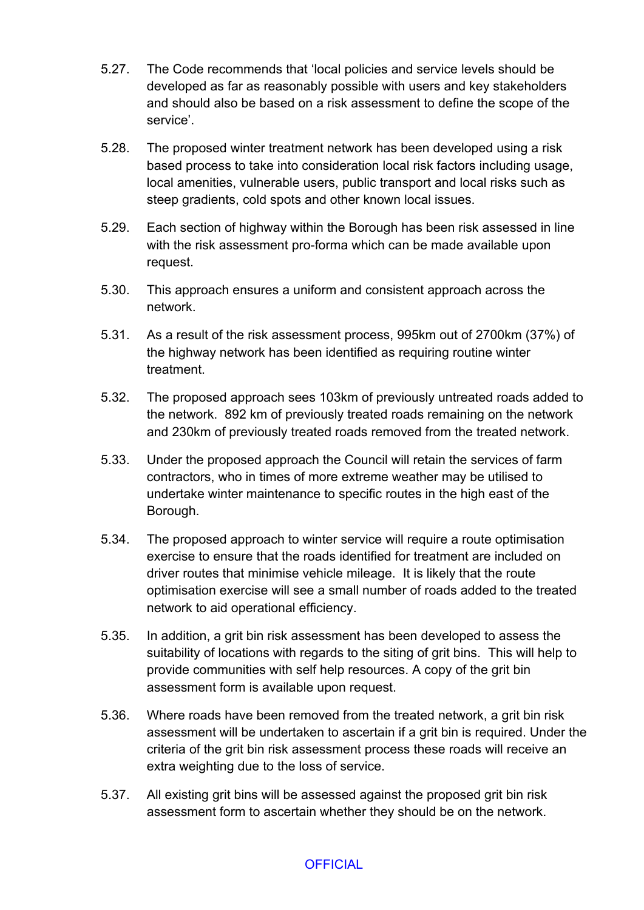5.27. The Code recommends that 'local policies and service levels should be developed as far as reasonably possible with users and key stakeholders and should also be based on a risk assessment to define the scope of the service'.

5.28. The proposed winter treatment network has been developed using a risk based process to take into consideration local risk factors including usage, local amenities, vulnerable users, public transport and local risks such as steep gradients, cold spots and other known local issues.

5.29. Each section of highway within the Borough has been risk assessed in line with the risk assessment pro-forma which can be made available upon request.

5.30. This approach ensures a uniform and consistent approach across the network.

5.31. As a result of the risk assessment process, 995km out of 2700km (37%) of the highway network has been identified as requiring routine winter treatment.

5.32. The proposed approach sees 103km of previously untreated roads added to the network. 892 km of previously treated roads remaining on the network and 230km of previously treated roads removed from the treated network.

5.33. Under the proposed approach the Council will retain the services of farm contractors, who in times of more extreme weather may be utilised to undertake winter maintenance to specific routes in the high east of the Borough.

5.34. The proposed approach to winter service will require a route optimisation exercise to ensure that the roads identified for treatment are included on driver routes that minimise vehicle mileage. It is likely that the route optimisation exercise will see a small number of roads added to the treated network to aid operational efficiency.

5.35. In addition, a grit bin risk assessment has been developed to assess the suitability of locations with regards to the siting of grit bins. This will help to provide communities with self help resources. A copy of the grit bin assessment form is available upon request.

5.36. Where roads have been removed from the treated network, a grit bin risk assessment will be undertaken to ascertain if a grit bin is required. Under the criteria of the grit bin risk assessment process these roads will receive an extra weighting due to the loss of service.

5.37. All existing grit bins will be assessed against the proposed grit bin risk assessment form to ascertain whether they should be on the network.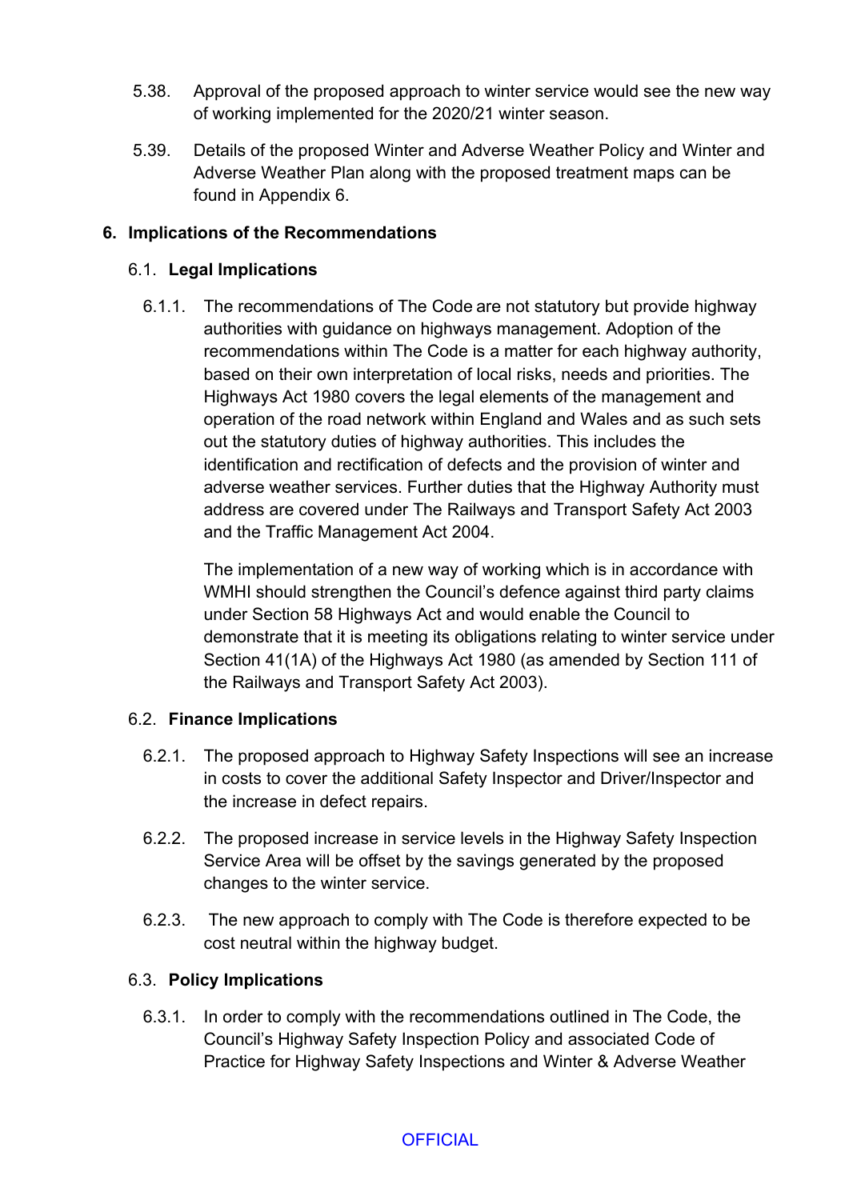5.38. Approval of the proposed approach to winter service would see the new way of working implemented for the 2020/21 winter season.

5.39. Details of the proposed Winter and Adverse Weather Policy and Winter and Adverse Weather Plan along with the proposed treatment maps can be found in Appendix 6.

## 6. Implications of the Recommendations

### 6.1. Legal Implications

6.1.1. The recommendations of The Code are not statutory but provide highway authorities with guidance on highways management. Adoption of the recommendations within The Code is a matter for each highway authority, based on their own interpretation of local risks, needs and priorities. The Highways Act 1980 covers the legal elements of the management and operation of the road network within England and Wales and as such sets out the statutory duties of highway authorities. This includes the identification and rectification of defects and the provision of winter and adverse weather services. Further duties that the Highway Authority must address are covered under The Railways and Transport Safety Act 2003 and the Traffic Management Act 2004.

The implementation of a new way of working which is in accordance with WMHI should strengthen the Council's defence against third party claims under Section 58 Highways Act and would enable the Council to demonstrate that it is meeting its obligations relating to winter service under Section 41(1A) of the Highways Act 1980 (as amended by Section 111 of the Railways and Transport Safety Act 2003).

### 6.2. Finance Implications

6.2.1. The proposed approach to Highway Safety Inspections will see an increase in costs to cover the additional Safety Inspector and Driver/Inspector and the increase in defect repairs.

6.2.2. The proposed increase in service levels in the Highway Safety Inspection Service Area will be offset by the savings generated by the proposed changes to the winter service.

6.2.3. The new approach to comply with The Code is therefore expected to be cost neutral within the highway budget.

### 6.3. Policy Implications

6.3.1. In order to comply with the recommendations outlined in The Code, the Council's Highway Safety Inspection Policy and associated Code of Practice for Highway Safety Inspections and Winter & Adverse Weather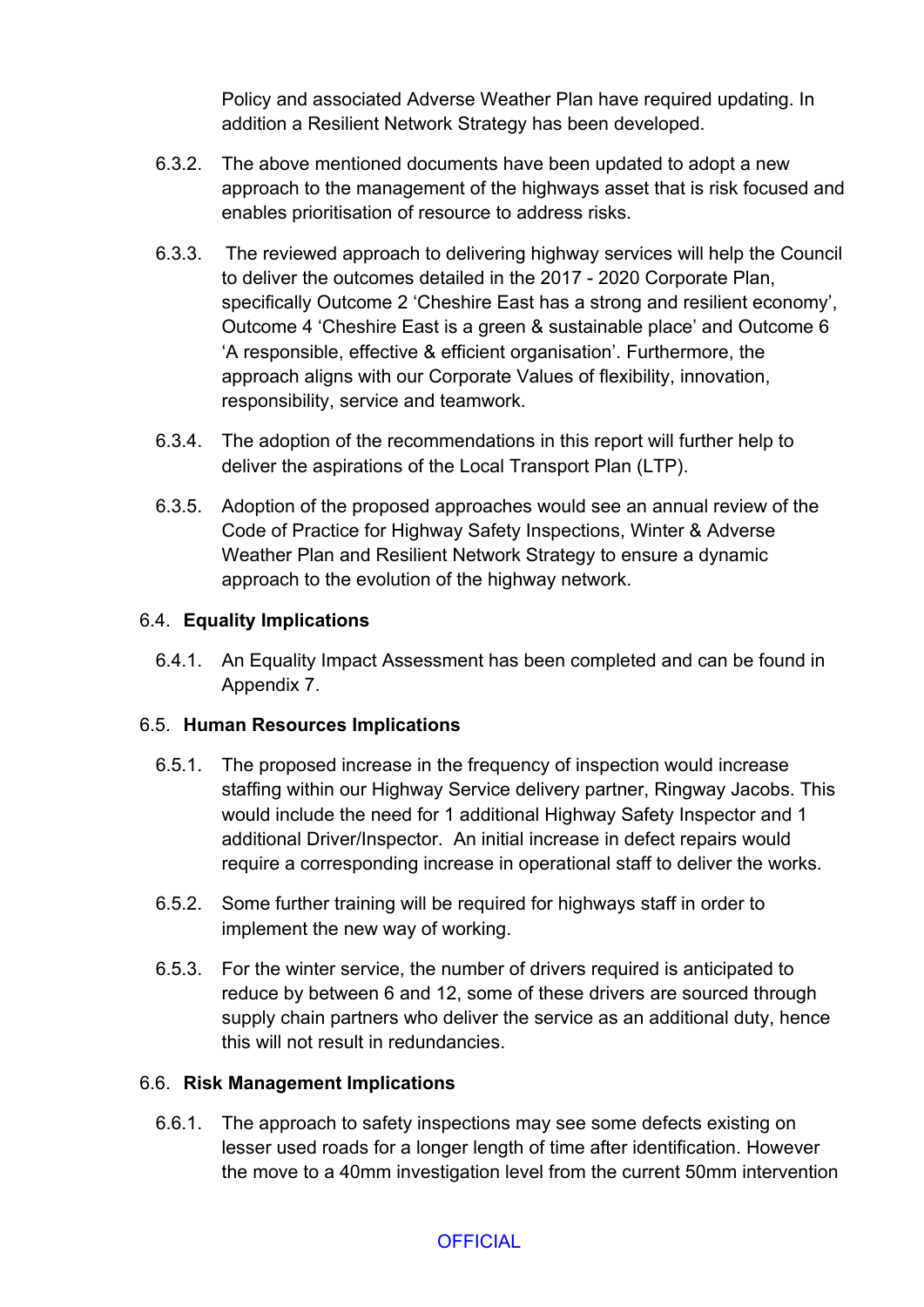Policy and associated Adverse Weather Plan have required updating. In addition a Resilient Network Strategy has been developed.

6.3.2. The above mentioned documents have been updated to adopt a new approach to the management of the highways asset that is risk focused and enables prioritisation of resource to address risks.

6.3.3. The reviewed approach to delivering highway services will help the Council to deliver the outcomes detailed in the 2017 - 2020 Corporate Plan, specifically Outcome 2 'Cheshire East has a strong and resilient economy', Outcome 4 'Cheshire East is a green & sustainable place' and Outcome 6 'A responsible, effective & efficient organisation'. Furthermore, the approach aligns with our Corporate Values of flexibility, innovation, responsibility, service and teamwork.

6.3.4. The adoption of the recommendations in this report will further help to deliver the aspirations of the Local Transport Plan (LTP).

6.3.5. Adoption of the proposed approaches would see an annual review of the Code of Practice for Highway Safety Inspections, Winter & Adverse Weather Plan and Resilient Network Strategy to ensure a dynamic approach to the evolution of the highway network.

6.4. **Equality Implications**

6.4.1. An Equality Impact Assessment has been completed and can be found in Appendix 7.

6.5. **Human Resources Implications**

6.5.1. The proposed increase in the frequency of inspection would increase staffing within our Highway Service delivery partner, Ringway Jacobs. This would include the need for 1 additional Highway Safety Inspector and 1 additional Driver/Inspector. An initial increase in defect repairs would require a corresponding increase in operational staff to deliver the works.

6.5.2. Some further training will be required for highways staff in order to implement the new way of working.

6.5.3. For the winter service, the number of drivers required is anticipated to reduce by between 6 and 12, some of these drivers are sourced through supply chain partners who deliver the service as an additional duty, hence this will not result in redundancies.

6.6. **Risk Management Implications**

6.6.1. The approach to safety inspections may see some defects existing on lesser used roads for a longer length of time after identification. However the move to a 40mm investigation level from the current 50mm intervention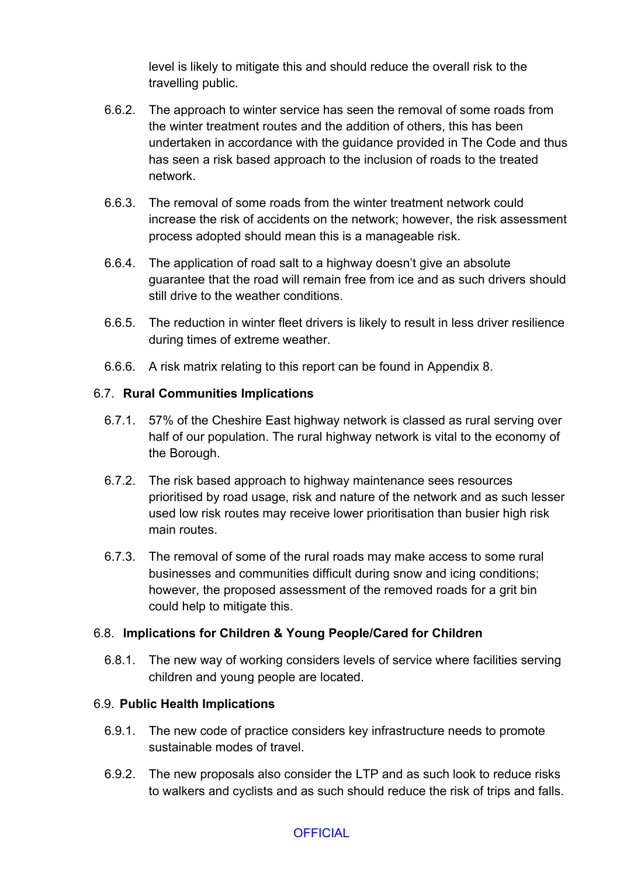level is likely to mitigate this and should reduce the overall risk to the travelling public.

6.6.2. The approach to winter service has seen the removal of some roads from the winter treatment routes and the addition of others, this has been undertaken in accordance with the guidance provided in The Code and thus has seen a risk based approach to the inclusion of roads to the treated network.

6.6.3. The removal of some roads from the winter treatment network could increase the risk of accidents on the network; however, the risk assessment process adopted should mean this is a manageable risk.

6.6.4. The application of road salt to a highway doesn't give an absolute guarantee that the road will remain free from ice and as such drivers should still drive to the weather conditions.

6.6.5. The reduction in winter fleet drivers is likely to result in less driver resilience during times of extreme weather.

6.6.6. A risk matrix relating to this report can be found in Appendix 8.

6.7. **Rural Communities Implications**

6.7.1. 57% of the Cheshire East highway network is classed as rural serving over half of our population. The rural highway network is vital to the economy of the Borough.

6.7.2. The risk based approach to highway maintenance sees resources prioritised by road usage, risk and nature of the network and as such lesser used low risk routes may receive lower prioritisation than busier high risk main routes.

6.7.3. The removal of some of the rural roads may make access to some rural businesses and communities difficult during snow and icing conditions; however, the proposed assessment of the removed roads for a grit bin could help to mitigate this.

6.8. **Implications for Children & Young People/Cared for Children**

6.8.1. The new way of working considers levels of service where facilities serving children and young people are located.

6.9. **Public Health Implications**

6.9.1. The new code of practice considers key infrastructure needs to promote sustainable modes of travel.

6.9.2. The new proposals also consider the LTP and as such look to reduce risks to walkers and cyclists and as such should reduce the risk of trips and falls.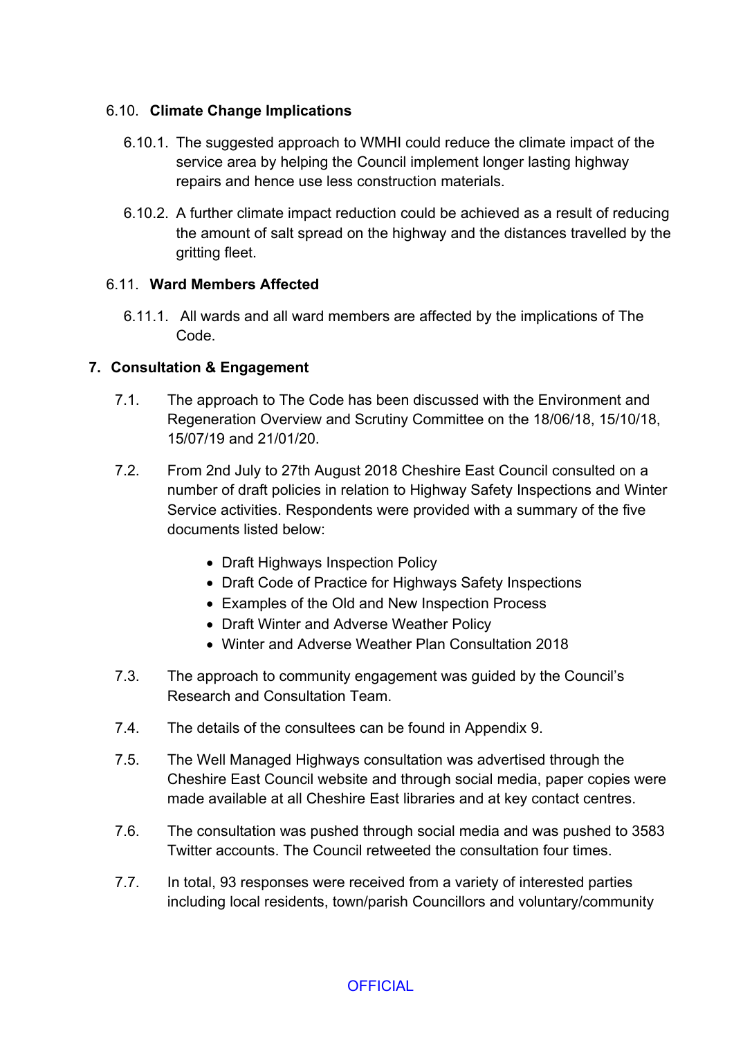### 6.10. Climate Change Implications

6.10.1. The suggested approach to WMHI could reduce the climate impact of the service area by helping the Council implement longer lasting highway repairs and hence use less construction materials.

6.10.2. A further climate impact reduction could be achieved as a result of reducing the amount of salt spread on the highway and the distances travelled by the gritting fleet.

### 6.11. Ward Members Affected

6.11.1. All wards and all ward members are affected by the implications of The Code.

## 7. Consultation & Engagement

7.1. The approach to The Code has been discussed with the Environment and Regeneration Overview and Scrutiny Committee on the 18/06/18, 15/10/18, 15/07/19 and 21/01/20.

7.2. From 2nd July to 27th August 2018 Cheshire East Council consulted on a number of draft policies in relation to Highway Safety Inspections and Winter Service activities. Respondents were provided with a summary of the five documents listed below:

- Draft Highways Inspection Policy
- Draft Code of Practice for Highways Safety Inspections
- Examples of the Old and New Inspection Process
- Draft Winter and Adverse Weather Policy
- Winter and Adverse Weather Plan Consultation 2018

7.3. The approach to community engagement was guided by the Council's Research and Consultation Team.

7.4. The details of the consultees can be found in Appendix 9.

7.5. The Well Managed Highways consultation was advertised through the Cheshire East Council website and through social media, paper copies were made available at all Cheshire East libraries and at key contact centres.

7.6. The consultation was pushed through social media and was pushed to 3583 Twitter accounts. The Council retweeted the consultation four times.

7.7. In total, 93 responses were received from a variety of interested parties including local residents, town/parish Councillors and voluntary/community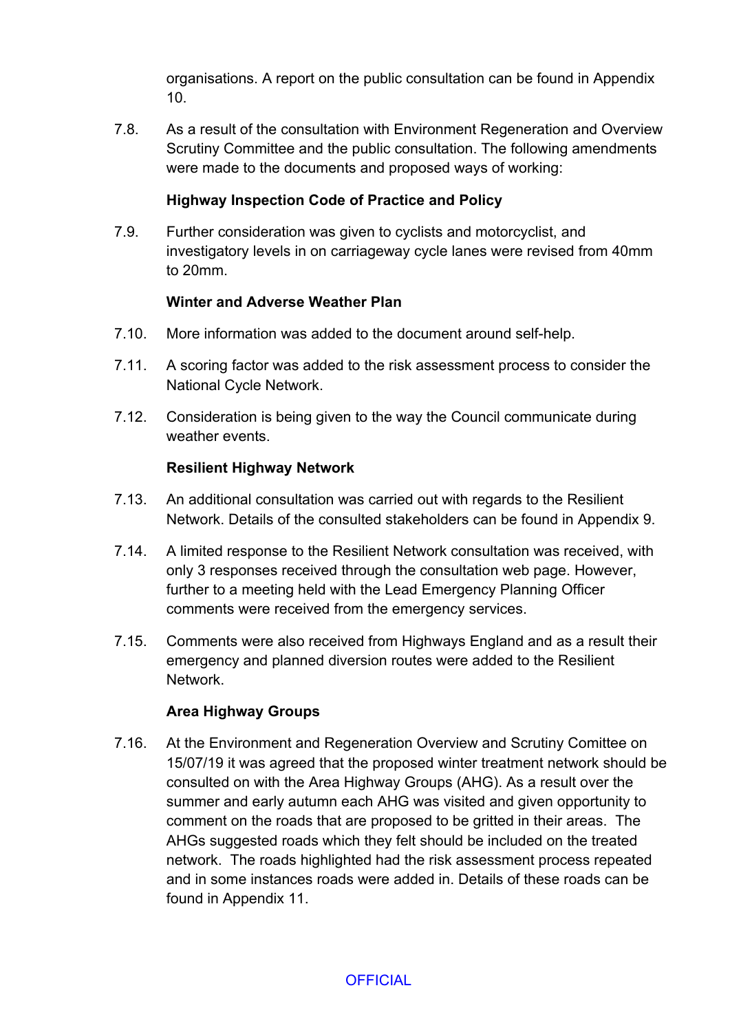organisations. A report on the public consultation can be found in Appendix 10.

7.8. As a result of the consultation with Environment Regeneration and Overview Scrutiny Committee and the public consultation. The following amendments were made to the documents and proposed ways of working:

**Highway Inspection Code of Practice and Policy**

7.9. Further consideration was given to cyclists and motorcyclist, and investigatory levels in on carriageway cycle lanes were revised from 40mm to 20mm.

**Winter and Adverse Weather Plan**

7.10. More information was added to the document around self-help.

7.11. A scoring factor was added to the risk assessment process to consider the National Cycle Network.

7.12. Consideration is being given to the way the Council communicate during weather events.

**Resilient Highway Network**

7.13. An additional consultation was carried out with regards to the Resilient Network. Details of the consulted stakeholders can be found in Appendix 9.

7.14. A limited response to the Resilient Network consultation was received, with only 3 responses received through the consultation web page. However, further to a meeting held with the Lead Emergency Planning Officer comments were received from the emergency services.

7.15. Comments were also received from Highways England and as a result their emergency and planned diversion routes were added to the Resilient Network.

**Area Highway Groups**

7.16. At the Environment and Regeneration Overview and Scrutiny Comittee on 15/07/19 it was agreed that the proposed winter treatment network should be consulted on with the Area Highway Groups (AHG). As a result over the summer and early autumn each AHG was visited and given opportunity to comment on the roads that are proposed to be gritted in their areas. The AHGs suggested roads which they felt should be included on the treated network. The roads highlighted had the risk assessment process repeated and in some instances roads were added in. Details of these roads can be found in Appendix 11.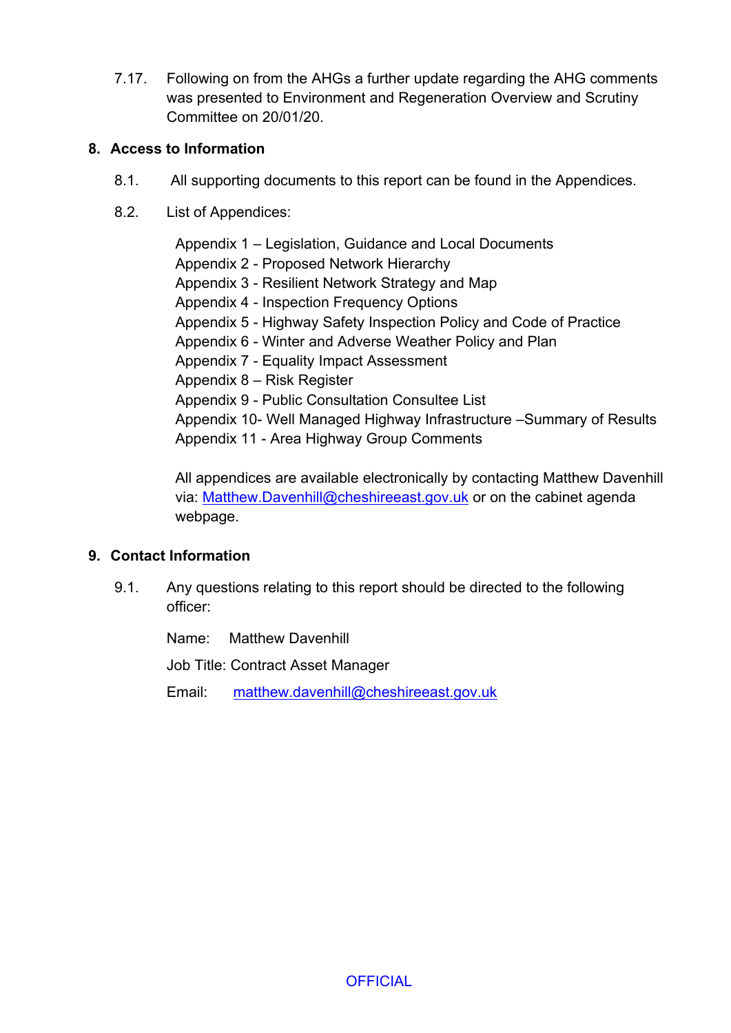7.17. Following on from the AHGs a further update regarding the AHG comments was presented to Environment and Regeneration Overview and Scrutiny Committee on 20/01/20.

## 8. Access to Information

8.1. All supporting documents to this report can be found in the Appendices.

8.2. List of Appendices:

Appendix 1 – Legislation, Guidance and Local Documents
Appendix 2 - Proposed Network Hierarchy
Appendix 3 - Resilient Network Strategy and Map
Appendix 4 - Inspection Frequency Options
Appendix 5 - Highway Safety Inspection Policy and Code of Practice
Appendix 6 - Winter and Adverse Weather Policy and Plan
Appendix 7 - Equality Impact Assessment
Appendix 8 – Risk Register
Appendix 9 - Public Consultation Consultee List
Appendix 10- Well Managed Highway Infrastructure –Summary of Results
Appendix 11 - Area Highway Group Comments

All appendices are available electronically by contacting Matthew Davenhill via: Matthew.Davenhill@cheshireeast.gov.uk or on the cabinet agenda webpage.

## 9. Contact Information

9.1. Any questions relating to this report should be directed to the following officer:

Name: Matthew Davenhill

Job Title: Contract Asset Manager

Email: matthew.davenhill@cheshireeast.gov.uk

OFFICIAL